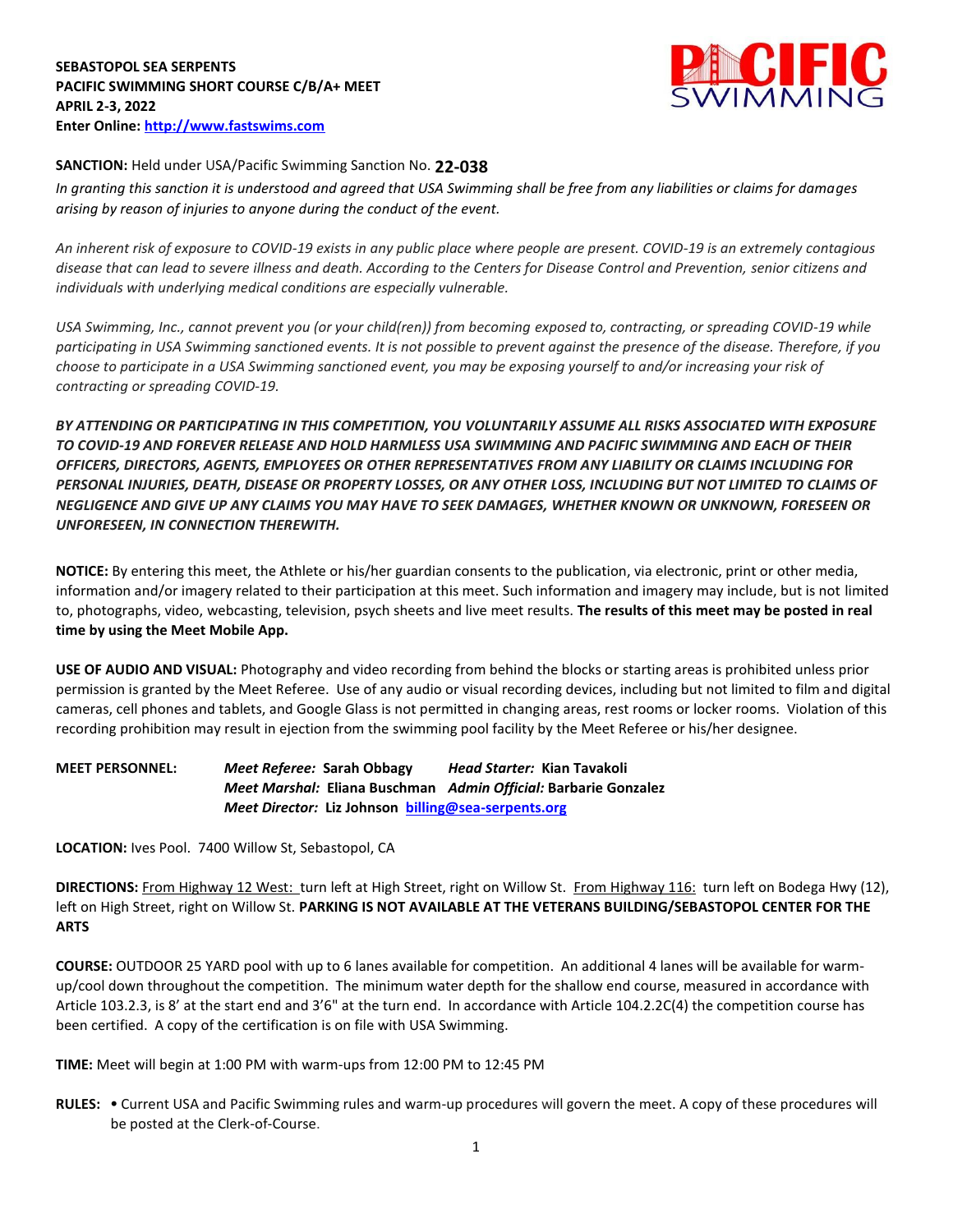**SEBASTOPOL SEA SERPENTS**
**PACIFIC SWIMMING SHORT COURSE C/B/A+ MEET**
**APRIL 2-3, 2022**
**Enter Online: [http://www.fastswims.com](http://www.fastswims.com)**

**SANCTION:** Held under USA/Pacific Swimming Sanction No. **22-038**

*In granting this sanction it is understood and agreed that USA Swimming shall be free from any liabilities or claims for damages arising by reason of injuries to anyone during the conduct of the event.*

*An inherent risk of exposure to COVID-19 exists in any public place where people are present. COVID-19 is an extremely contagious disease that can lead to severe illness and death. According to the Centers for Disease Control and Prevention, senior citizens and individuals with underlying medical conditions are especially vulnerable.*

*USA Swimming, Inc., cannot prevent you (or your child(ren)) from becoming exposed to, contracting, or spreading COVID-19 while participating in USA Swimming sanctioned events. It is not possible to prevent against the presence of the disease. Therefore, if you choose to participate in a USA Swimming sanctioned event, you may be exposing yourself to and/or increasing your risk of contracting or spreading COVID-19.*

***BY ATTENDING OR PARTICIPATING IN THIS COMPETITION, YOU VOLUNTARILY ASSUME ALL RISKS ASSOCIATED WITH EXPOSURE TO COVID-19 AND FOREVER RELEASE AND HOLD HARMLESS USA SWIMMING AND PACIFIC SWIMMING AND EACH OF THEIR OFFICERS, DIRECTORS, AGENTS, EMPLOYEES OR OTHER REPRESENTATIVES FROM ANY LIABILITY OR CLAIMS INCLUDING FOR PERSONAL INJURIES, DEATH, DISEASE OR PROPERTY LOSSES, OR ANY OTHER LOSS, INCLUDING BUT NOT LIMITED TO CLAIMS OF NEGLIGENCE AND GIVE UP ANY CLAIMS YOU MAY HAVE TO SEEK DAMAGES, WHETHER KNOWN OR UNKNOWN, FORESEEN OR UNFORESEEN, IN CONNECTION THEREWITH.***

**NOTICE:** By entering this meet, the Athlete or his/her guardian consents to the publication, via electronic, print or other media, information and/or imagery related to their participation at this meet. Such information and imagery may include, but is not limited to, photographs, video, webcasting, television, psych sheets and live meet results. **The results of this meet may be posted in real time by using the Meet Mobile App.**

**USE OF AUDIO AND VISUAL:** Photography and video recording from behind the blocks or starting areas is prohibited unless prior permission is granted by the Meet Referee. Use of any audio or visual recording devices, including but not limited to film and digital cameras, cell phones and tablets, and Google Glass is not permitted in changing areas, rest rooms or locker rooms. Violation of this recording prohibition may result in ejection from the swimming pool facility by the Meet Referee or his/her designee.

**MEET PERSONNEL:** *Meet Referee:* **Sarah Obbagy** *Head Starter:* **Kian Tavakoli**
*Meet Marshal:* **Eliana Buschman** *Admin Official:* **Barbarie Gonzalez**
*Meet Director:* **Liz Johnson** **[billing@sea-serpents.org](mailto:billing@sea-serpents.org)**

**LOCATION:** Ives Pool. 7400 Willow St, Sebastopol, CA

**DIRECTIONS:** From Highway 12 West: turn left at High Street, right on Willow St. From Highway 116: turn left on Bodega Hwy (12), left on High Street, right on Willow St. **PARKING IS NOT AVAILABLE AT THE VETERANS BUILDING/SEBASTOPOL CENTER FOR THE ARTS**

**COURSE:** OUTDOOR 25 YARD pool with up to 6 lanes available for competition. An additional 4 lanes will be available for warm-up/cool down throughout the competition. The minimum water depth for the shallow end course, measured in accordance with Article 103.2.3, is 8' at the start end and 3'6" at the turn end. In accordance with Article 104.2.2C(4) the competition course has been certified. A copy of the certification is on file with USA Swimming.

**TIME:** Meet will begin at 1:00 PM with warm-ups from 12:00 PM to 12:45 PM

**RULES:** • Current USA and Pacific Swimming rules and warm-up procedures will govern the meet. A copy of these procedures will be posted at the Clerk-of-Course.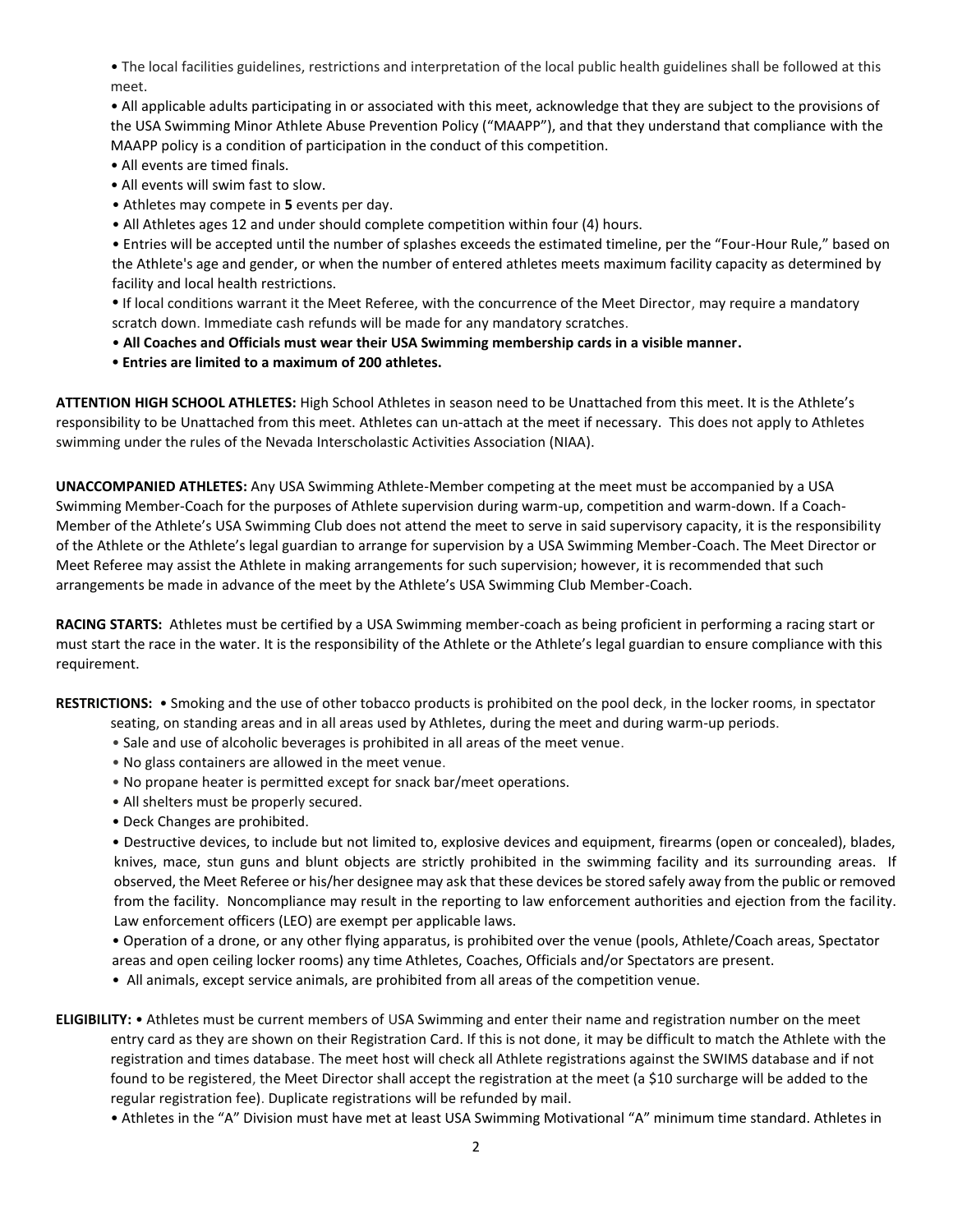- The local facilities guidelines, restrictions and interpretation of the local public health guidelines shall be followed at this meet.
- All applicable adults participating in or associated with this meet, acknowledge that they are subject to the provisions of the USA Swimming Minor Athlete Abuse Prevention Policy ("MAAPP"), and that they understand that compliance with the MAAPP policy is a condition of participation in the conduct of this competition.
- All events are timed finals.
- All events will swim fast to slow.
- Athletes may compete in **5** events per day.
- All Athletes ages 12 and under should complete competition within four (4) hours.
- Entries will be accepted until the number of splashes exceeds the estimated timeline, per the "Four-Hour Rule," based on the Athlete's age and gender, or when the number of entered athletes meets maximum facility capacity as determined by facility and local health restrictions.
- If local conditions warrant it the Meet Referee, with the concurrence of the Meet Director, may require a mandatory scratch down. Immediate cash refunds will be made for any mandatory scratches.
- **All Coaches and Officials must wear their USA Swimming membership cards in a visible manner.**
- **Entries are limited to a maximum of 200 athletes.**

**ATTENTION HIGH SCHOOL ATHLETES:** High School Athletes in season need to be Unattached from this meet. It is the Athlete's responsibility to be Unattached from this meet. Athletes can un-attach at the meet if necessary. This does not apply to Athletes swimming under the rules of the Nevada Interscholastic Activities Association (NIAA).

**UNACCOMPANIED ATHLETES:** Any USA Swimming Athlete-Member competing at the meet must be accompanied by a USA Swimming Member-Coach for the purposes of Athlete supervision during warm-up, competition and warm-down. If a Coach-Member of the Athlete's USA Swimming Club does not attend the meet to serve in said supervisory capacity, it is the responsibility of the Athlete or the Athlete's legal guardian to arrange for supervision by a USA Swimming Member-Coach. The Meet Director or Meet Referee may assist the Athlete in making arrangements for such supervision; however, it is recommended that such arrangements be made in advance of the meet by the Athlete's USA Swimming Club Member-Coach.

**RACING STARTS:** Athletes must be certified by a USA Swimming member-coach as being proficient in performing a racing start or must start the race in the water. It is the responsibility of the Athlete or the Athlete's legal guardian to ensure compliance with this requirement.

**RESTRICTIONS:**
- Smoking and the use of other tobacco products is prohibited on the pool deck, in the locker rooms, in spectator seating, on standing areas and in all areas used by Athletes, during the meet and during warm-up periods.
- Sale and use of alcoholic beverages is prohibited in all areas of the meet venue.
- No glass containers are allowed in the meet venue.
- No propane heater is permitted except for snack bar/meet operations.
- All shelters must be properly secured.
- Deck Changes are prohibited.
- Destructive devices, to include but not limited to, explosive devices and equipment, firearms (open or concealed), blades, knives, mace, stun guns and blunt objects are strictly prohibited in the swimming facility and its surrounding areas. If observed, the Meet Referee or his/her designee may ask that these devices be stored safely away from the public or removed from the facility. Noncompliance may result in the reporting to law enforcement authorities and ejection from the facility. Law enforcement officers (LEO) are exempt per applicable laws.
- Operation of a drone, or any other flying apparatus, is prohibited over the venue (pools, Athlete/Coach areas, Spectator areas and open ceiling locker rooms) any time Athletes, Coaches, Officials and/or Spectators are present.
- All animals, except service animals, are prohibited from all areas of the competition venue.

**ELIGIBILITY:**
- Athletes must be current members of USA Swimming and enter their name and registration number on the meet entry card as they are shown on their Registration Card. If this is not done, it may be difficult to match the Athlete with the registration and times database. The meet host will check all Athlete registrations against the SWIMS database and if not found to be registered, the Meet Director shall accept the registration at the meet (a $10 surcharge will be added to the regular registration fee). Duplicate registrations will be refunded by mail.
- Athletes in the "A" Division must have met at least USA Swimming Motivational "A" minimum time standard. Athletes in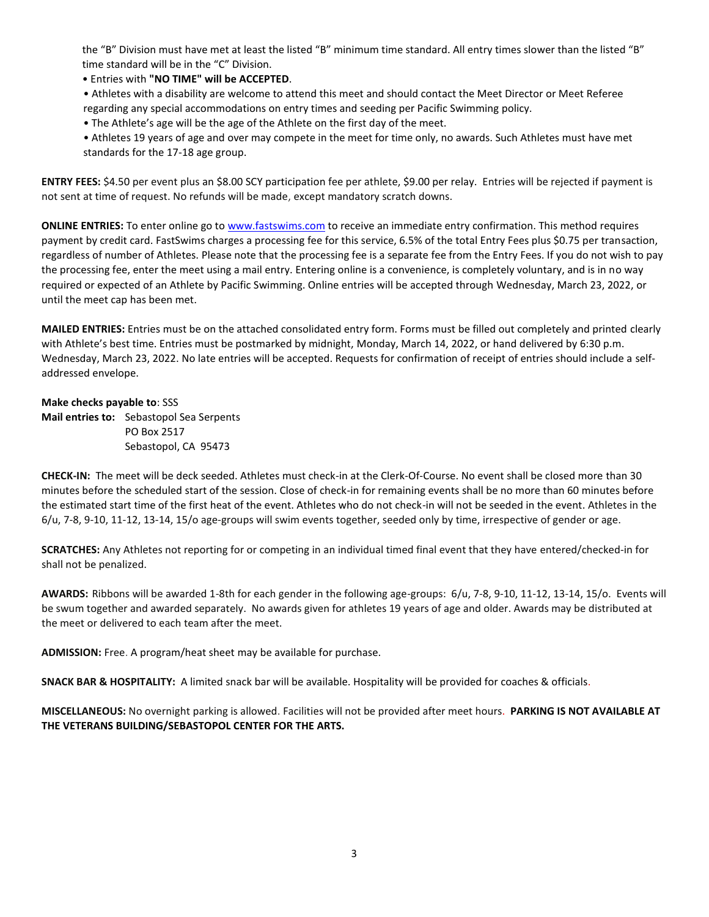the "B" Division must have met at least the listed "B" minimum time standard. All entry times slower than the listed "B" time standard will be in the "C" Division.

- Entries with **"NO TIME" will be ACCEPTED**.
- Athletes with a disability are welcome to attend this meet and should contact the Meet Director or Meet Referee regarding any special accommodations on entry times and seeding per Pacific Swimming policy.
- The Athlete's age will be the age of the Athlete on the first day of the meet.
- Athletes 19 years of age and over may compete in the meet for time only, no awards. Such Athletes must have met standards for the 17-18 age group.

**ENTRY FEES:** $4.50 per event plus an $8.00 SCY participation fee per athlete, $9.00 per relay. Entries will be rejected if payment is not sent at time of request. No refunds will be made, except mandatory scratch downs.

**ONLINE ENTRIES:** To enter online go to www.fastswims.com to receive an immediate entry confirmation. This method requires payment by credit card. FastSwims charges a processing fee for this service, 6.5% of the total Entry Fees plus $0.75 per transaction, regardless of number of Athletes. Please note that the processing fee is a separate fee from the Entry Fees. If you do not wish to pay the processing fee, enter the meet using a mail entry. Entering online is a convenience, is completely voluntary, and is in no way required or expected of an Athlete by Pacific Swimming. Online entries will be accepted through Wednesday, March 23, 2022, or until the meet cap has been met.

**MAILED ENTRIES:** Entries must be on the attached consolidated entry form. Forms must be filled out completely and printed clearly with Athlete's best time. Entries must be postmarked by midnight, Monday, March 14, 2022, or hand delivered by 6:30 p.m. Wednesday, March 23, 2022. No late entries will be accepted. Requests for confirmation of receipt of entries should include a self-addressed envelope.

**Make checks payable to**: SSS
**Mail entries to:** Sebastopol Sea Serpents
PO Box 2517
Sebastopol, CA 95473

**CHECK-IN:** The meet will be deck seeded. Athletes must check-in at the Clerk-Of-Course. No event shall be closed more than 30 minutes before the scheduled start of the session. Close of check-in for remaining events shall be no more than 60 minutes before the estimated start time of the first heat of the event. Athletes who do not check-in will not be seeded in the event. Athletes in the 6/u, 7-8, 9-10, 11-12, 13-14, 15/o age-groups will swim events together, seeded only by time, irrespective of gender or age.

**SCRATCHES:** Any Athletes not reporting for or competing in an individual timed final event that they have entered/checked-in for shall not be penalized.

**AWARDS:** Ribbons will be awarded 1-8th for each gender in the following age-groups: 6/u, 7-8, 9-10, 11-12, 13-14, 15/o. Events will be swum together and awarded separately. No awards given for athletes 19 years of age and older. Awards may be distributed at the meet or delivered to each team after the meet.

**ADMISSION:** Free. A program/heat sheet may be available for purchase.

**SNACK BAR & HOSPITALITY:** A limited snack bar will be available. Hospitality will be provided for coaches & officials.

**MISCELLANEOUS:** No overnight parking is allowed. Facilities will not be provided after meet hours. **PARKING IS NOT AVAILABLE AT THE VETERANS BUILDING/SEBASTOPOL CENTER FOR THE ARTS.**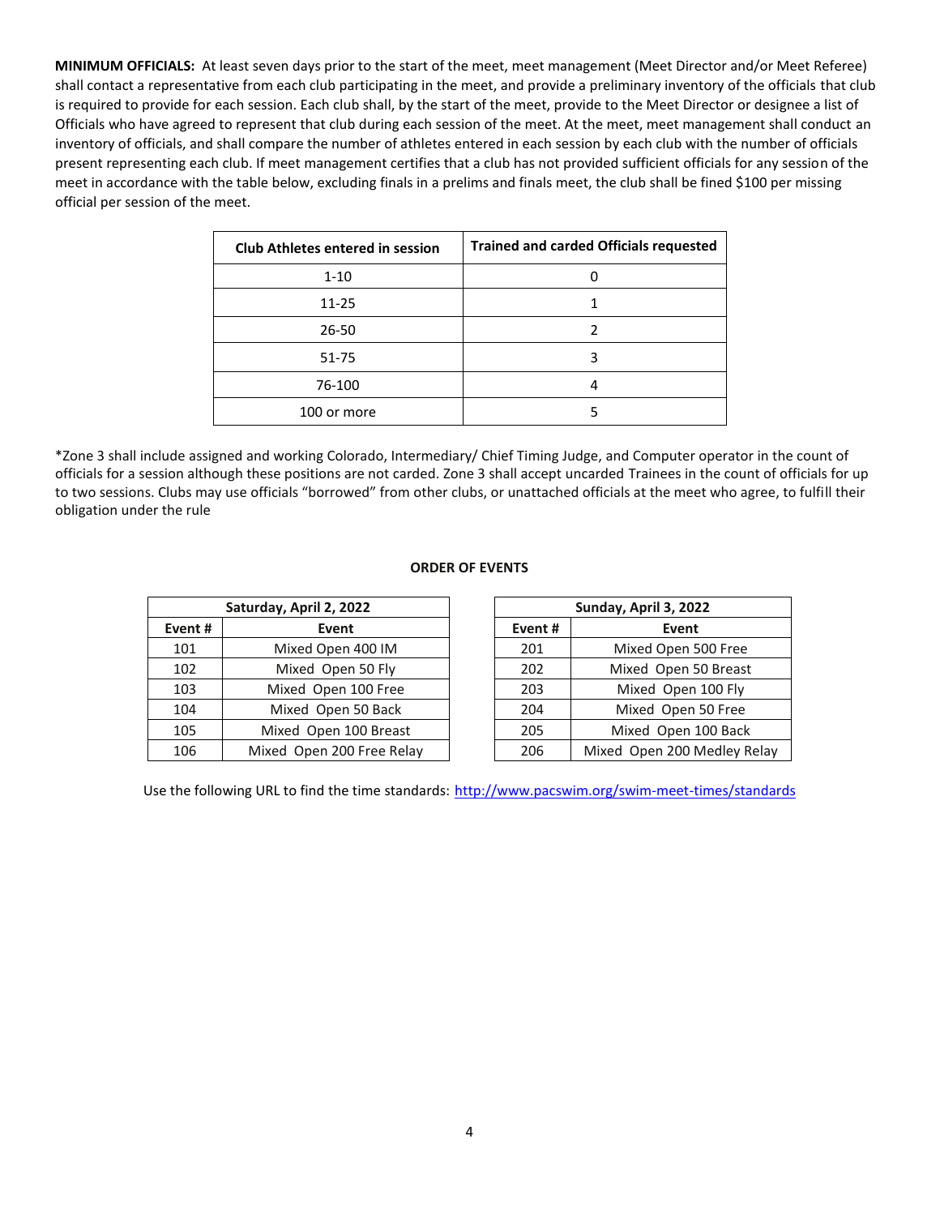**MINIMUM OFFICIALS:** At least seven days prior to the start of the meet, meet management (Meet Director and/or Meet Referee) shall contact a representative from each club participating in the meet, and provide a preliminary inventory of the officials that club is required to provide for each session. Each club shall, by the start of the meet, provide to the Meet Director or designee a list of Officials who have agreed to represent that club during each session of the meet. At the meet, meet management shall conduct an inventory of officials, and shall compare the number of athletes entered in each session by each club with the number of officials present representing each club. If meet management certifies that a club has not provided sufficient officials for any session of the meet in accordance with the table below, excluding finals in a prelims and finals meet, the club shall be fined $100 per missing official per session of the meet.

| Club Athletes entered in session | Trained and carded Officials requested |
|---|---|
| 1-10 | 0 |
| 11-25 | 1 |
| 26-50 | 2 |
| 51-75 | 3 |
| 76-100 | 4 |
| 100 or more | 5 |

*Zone 3 shall include assigned and working Colorado, Intermediary/ Chief Timing Judge, and Computer operator in the count of officials for a session although these positions are not carded. Zone 3 shall accept uncarded Trainees in the count of officials for up to two sessions. Clubs may use officials "borrowed" from other clubs, or unattached officials at the meet who agree, to fulfill their obligation under the rule

**ORDER OF EVENTS**

| Saturday, April 2, 2022 | |
|---|---|
| **Event #** | **Event** |
| 101 | Mixed Open 400 IM |
| 102 | Mixed Open 50 Fly |
| 103 | Mixed Open 100 Free |
| 104 | Mixed Open 50 Back |
| 105 | Mixed Open 100 Breast |
| 106 | Mixed Open 200 Free Relay |

| Sunday, April 3, 2022 | |
|---|---|
| **Event #** | **Event** |
| 201 | Mixed Open 500 Free |
| 202 | Mixed Open 50 Breast |
| 203 | Mixed Open 100 Fly |
| 204 | Mixed Open 50 Free |
| 205 | Mixed Open 100 Back |
| 206 | Mixed Open 200 Medley Relay |

Use the following URL to find the time standards: [http://www.pacswim.org/swim-meet-times/standards](http://www.pacswim.org/swim-meet-times/standards)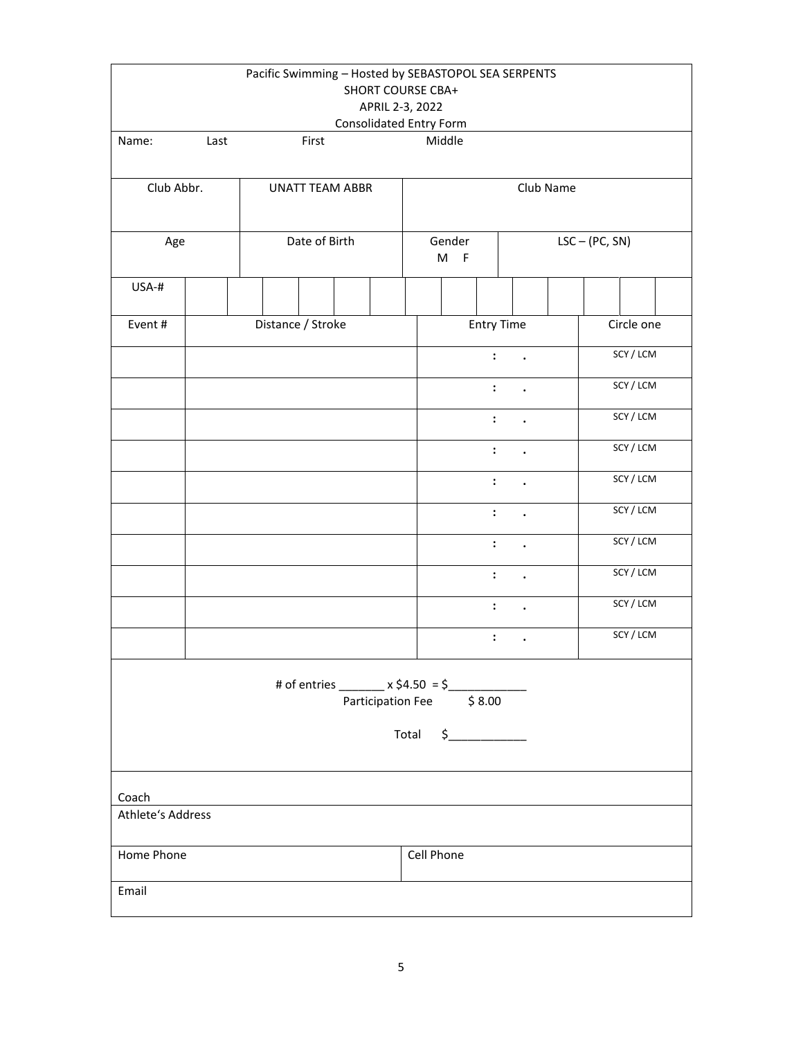Pacific Swimming – Hosted by SEBASTOPOL SEA SERPENTS

SHORT COURSE CBA+

APRIL 2-3, 2022

Consolidated Entry Form

| Name: | Last | First | Middle |
|---|---|---|---|
| | | | |

| Club Abbr. | UNATT TEAM ABBR | Club Name |
|---|---|---|
| | | |

| Age | Date of Birth | Gender M F | LSC – (PC, SN) |
|---|---|---|---|
| | | | |

| USA-# | | | | | | | | | | | | | | |
|---|---|---|---|---|---|---|---|---|---|---|---|---|---|---|

| Event # | Distance / Stroke | Entry Time | Circle one |
|---|---|---|---|
| | | : . | SCY / LCM |
| | | : . | SCY / LCM |
| | | : . | SCY / LCM |
| | | : . | SCY / LCM |
| | | : . | SCY / LCM |
| | | : . | SCY / LCM |
| | | : . | SCY / LCM |
| | | : . | SCY / LCM |
| | | : . | SCY / LCM |
| | | : . | SCY / LCM |

# of entries _______ x $4.50 = $____________

Participation Fee $ 8.00

Total $____________

Coach

Athlete's Address

| Home Phone | Cell Phone |
|---|---|
| | |

Email